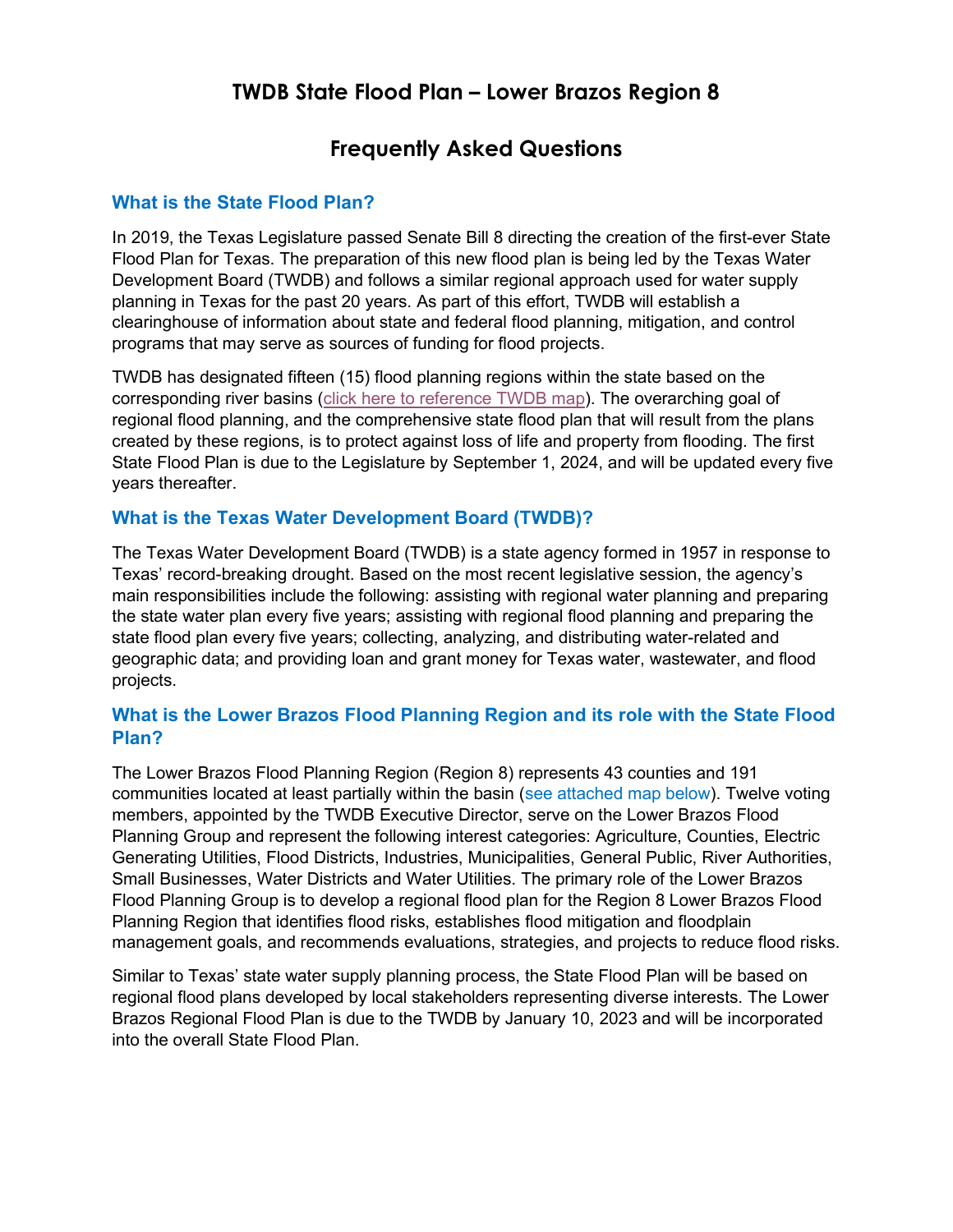# TWDB State Flood Plan – Lower Brazos Region 8

## Frequently Asked Questions

### What is the State Flood Plan?

In 2019, the Texas Legislature passed Senate Bill 8 directing the creation of the first-ever State Flood Plan for Texas. The preparation of this new flood plan is being led by the Texas Water Development Board (TWDB) and follows a similar regional approach used for water supply planning in Texas for the past 20 years. As part of this effort, TWDB will establish a clearinghouse of information about state and federal flood planning, mitigation, and control programs that may serve as sources of funding for flood projects.

TWDB has designated fifteen (15) flood planning regions within the state based on the corresponding river basins (click here to reference TWDB map). The overarching goal of regional flood planning, and the comprehensive state flood plan that will result from the plans created by these regions, is to protect against loss of life and property from flooding. The first State Flood Plan is due to the Legislature by September 1, 2024, and will be updated every five years thereafter.

### What is the Texas Water Development Board (TWDB)?

The Texas Water Development Board (TWDB) is a state agency formed in 1957 in response to Texas' record-breaking drought. Based on the most recent legislative session, the agency's main responsibilities include the following: assisting with regional water planning and preparing the state water plan every five years; assisting with regional flood planning and preparing the state flood plan every five years; collecting, analyzing, and distributing water-related and geographic data; and providing loan and grant money for Texas water, wastewater, and flood projects.

### What is the Lower Brazos Flood Planning Region and its role with the State Flood Plan?

The Lower Brazos Flood Planning Region (Region 8) represents 43 counties and 191 communities located at least partially within the basin (see attached map below). Twelve voting members, appointed by the TWDB Executive Director, serve on the Lower Brazos Flood Planning Group and represent the following interest categories: Agriculture, Counties, Electric Generating Utilities, Flood Districts, Industries, Municipalities, General Public, River Authorities, Small Businesses, Water Districts and Water Utilities. The primary role of the Lower Brazos Flood Planning Group is to develop a regional flood plan for the Region 8 Lower Brazos Flood Planning Region that identifies flood risks, establishes flood mitigation and floodplain management goals, and recommends evaluations, strategies, and projects to reduce flood risks.

Similar to Texas' state water supply planning process, the State Flood Plan will be based on regional flood plans developed by local stakeholders representing diverse interests. The Lower Brazos Regional Flood Plan is due to the TWDB by January 10, 2023 and will be incorporated into the overall State Flood Plan.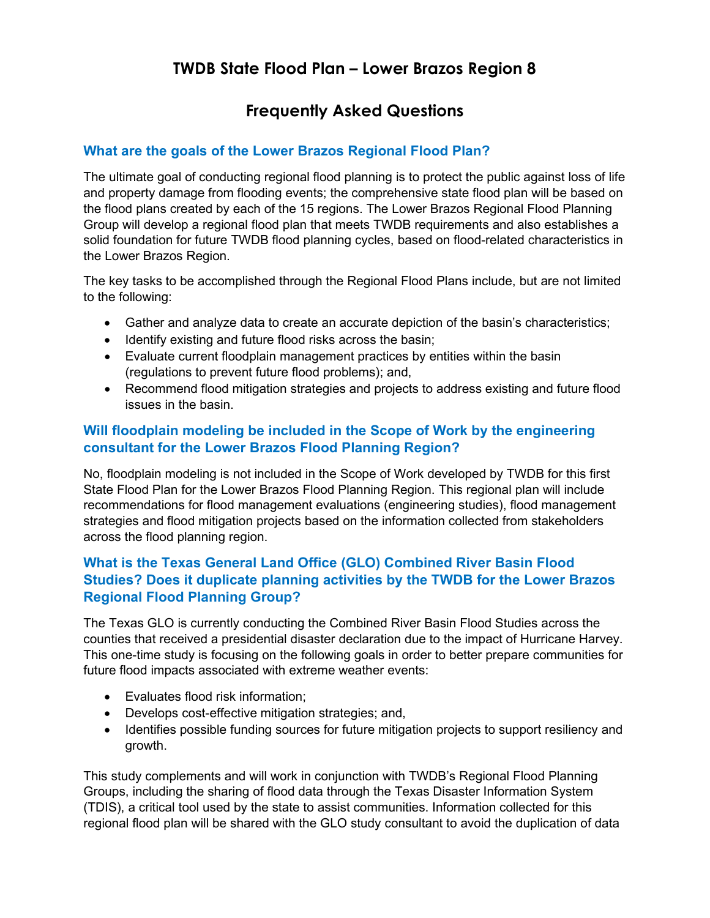# TWDB State Flood Plan – Lower Brazos Region 8

# Frequently Asked Questions

### What are the goals of the Lower Brazos Regional Flood Plan?

The ultimate goal of conducting regional flood planning is to protect the public against loss of life and property damage from flooding events; the comprehensive state flood plan will be based on the flood plans created by each of the 15 regions. The Lower Brazos Regional Flood Planning Group will develop a regional flood plan that meets TWDB requirements and also establishes a solid foundation for future TWDB flood planning cycles, based on flood-related characteristics in the Lower Brazos Region.

The key tasks to be accomplished through the Regional Flood Plans include, but are not limited to the following:

- Gather and analyze data to create an accurate depiction of the basin's characteristics;
- Identify existing and future flood risks across the basin;
- Evaluate current floodplain management practices by entities within the basin (regulations to prevent future flood problems); and,
- Recommend flood mitigation strategies and projects to address existing and future flood issues in the basin.

### Will floodplain modeling be included in the Scope of Work by the engineering consultant for the Lower Brazos Flood Planning Region?

No, floodplain modeling is not included in the Scope of Work developed by TWDB for this first State Flood Plan for the Lower Brazos Flood Planning Region. This regional plan will include recommendations for flood management evaluations (engineering studies), flood management strategies and flood mitigation projects based on the information collected from stakeholders across the flood planning region.

### What is the Texas General Land Office (GLO) Combined River Basin Flood Studies? Does it duplicate planning activities by the TWDB for the Lower Brazos Regional Flood Planning Group?

The Texas GLO is currently conducting the Combined River Basin Flood Studies across the counties that received a presidential disaster declaration due to the impact of Hurricane Harvey. This one-time study is focusing on the following goals in order to better prepare communities for future flood impacts associated with extreme weather events:

- Evaluates flood risk information;
- Develops cost-effective mitigation strategies; and,
- Identifies possible funding sources for future mitigation projects to support resiliency and growth.

This study complements and will work in conjunction with TWDB's Regional Flood Planning Groups, including the sharing of flood data through the Texas Disaster Information System (TDIS), a critical tool used by the state to assist communities. Information collected for this regional flood plan will be shared with the GLO study consultant to avoid the duplication of data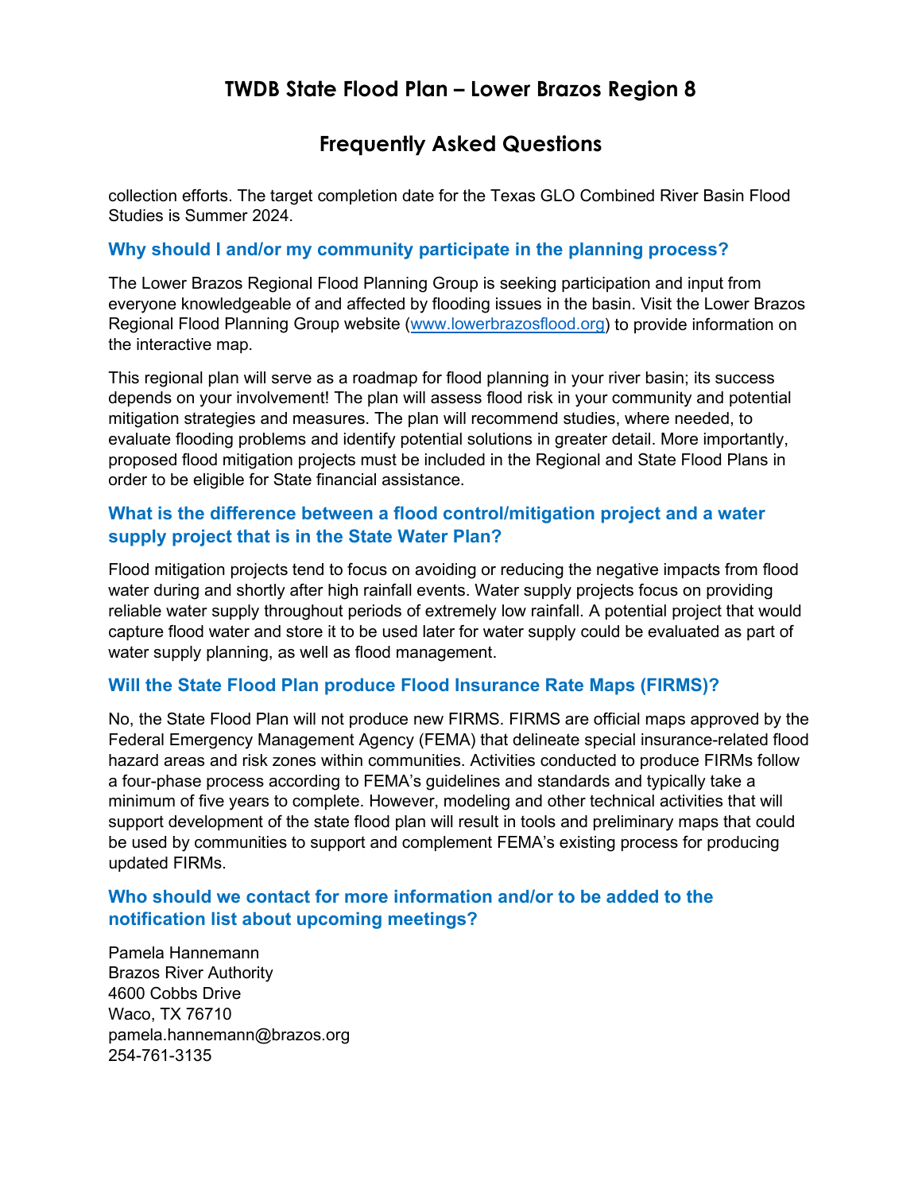collection efforts. The target completion date for the Texas GLO Combined River Basin Flood Studies is Summer 2024.

### Why should I and/or my community participate in the planning process?

The Lower Brazos Regional Flood Planning Group is seeking participation and input from everyone knowledgeable of and affected by flooding issues in the basin. Visit the Lower Brazos Regional Flood Planning Group website (www.lowerbrazosflood.org) to provide information on the interactive map.

This regional plan will serve as a roadmap for flood planning in your river basin; its success depends on your involvement! The plan will assess flood risk in your community and potential mitigation strategies and measures. The plan will recommend studies, where needed, to evaluate flooding problems and identify potential solutions in greater detail. More importantly, proposed flood mitigation projects must be included in the Regional and State Flood Plans in order to be eligible for State financial assistance.

### What is the difference between a flood control/mitigation project and a water supply project that is in the State Water Plan?

Flood mitigation projects tend to focus on avoiding or reducing the negative impacts from flood water during and shortly after high rainfall events. Water supply projects focus on providing reliable water supply throughout periods of extremely low rainfall. A potential project that would capture flood water and store it to be used later for water supply could be evaluated as part of water supply planning, as well as flood management.

### Will the State Flood Plan produce Flood Insurance Rate Maps (FIRMS)?

No, the State Flood Plan will not produce new FIRMS. FIRMS are official maps approved by the Federal Emergency Management Agency (FEMA) that delineate special insurance-related flood hazard areas and risk zones within communities. Activities conducted to produce FIRMs follow a four-phase process according to FEMA's guidelines and standards and typically take a minimum of five years to complete. However, modeling and other technical activities that will support development of the state flood plan will result in tools and preliminary maps that could be used by communities to support and complement FEMA's existing process for producing updated FIRMs.

### Who should we contact for more information and/or to be added to the notification list about upcoming meetings?

Pamela Hannemann
Brazos River Authority
4600 Cobbs Drive
Waco, TX 76710
pamela.hannemann@brazos.org
254-761-3135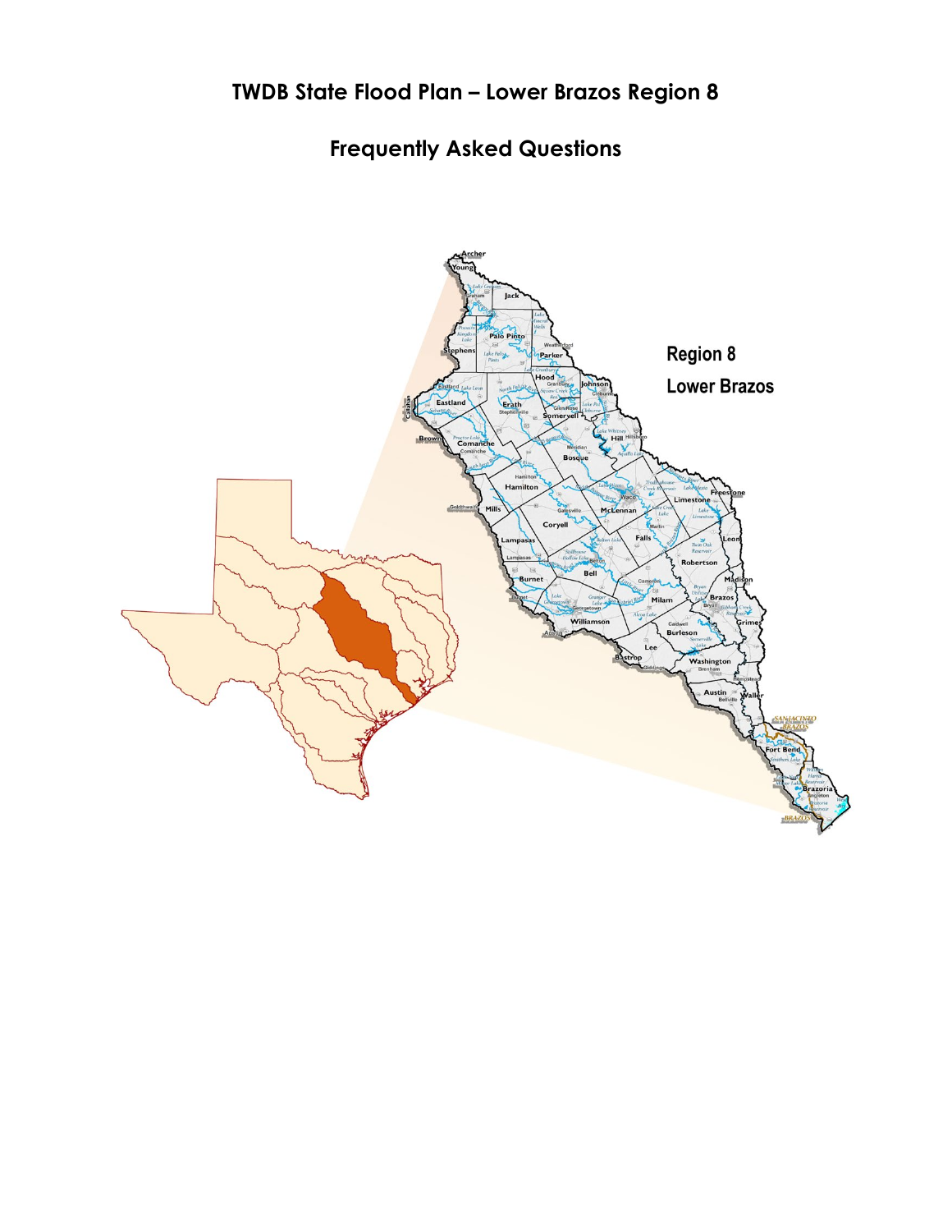# TWDB State Flood Plan – Lower Brazos Region 8

## Frequently Asked Questions

Region 8

Lower Brazos